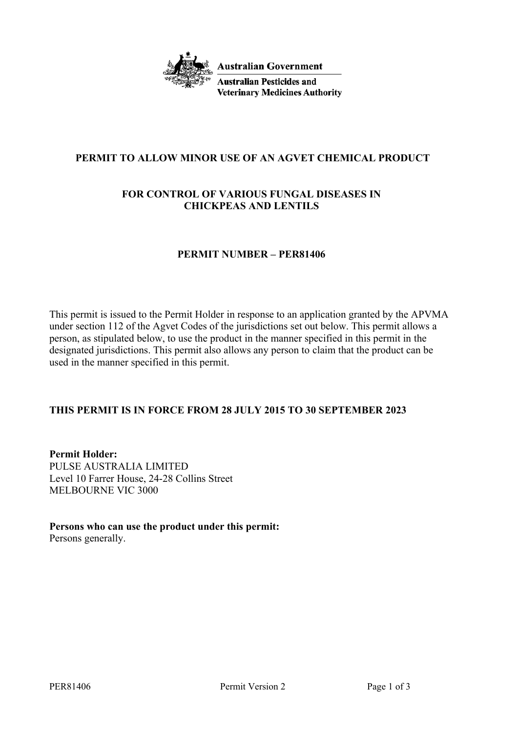**Australian Government**

**Australian Pesticides and Veterinary Medicines Authority**

# PERMIT TO ALLOW MINOR USE OF AN AGVET CHEMICAL PRODUCT

## FOR CONTROL OF VARIOUS FUNGAL DISEASES IN CHICKPEAS AND LENTILS

## PERMIT NUMBER – PER81406

This permit is issued to the Permit Holder in response to an application granted by the APVMA under section 112 of the Agvet Codes of the jurisdictions set out below. This permit allows a person, as stipulated below, to use the product in the manner specified in this permit in the designated jurisdictions. This permit also allows any person to claim that the product can be used in the manner specified in this permit.

**THIS PERMIT IS IN FORCE FROM 28 JULY 2015 TO 30 SEPTEMBER 2023**

**Permit Holder:**
PULSE AUSTRALIA LIMITED
Level 10 Farrer House, 24-28 Collins Street
MELBOURNE VIC 3000

**Persons who can use the product under this permit:**
Persons generally.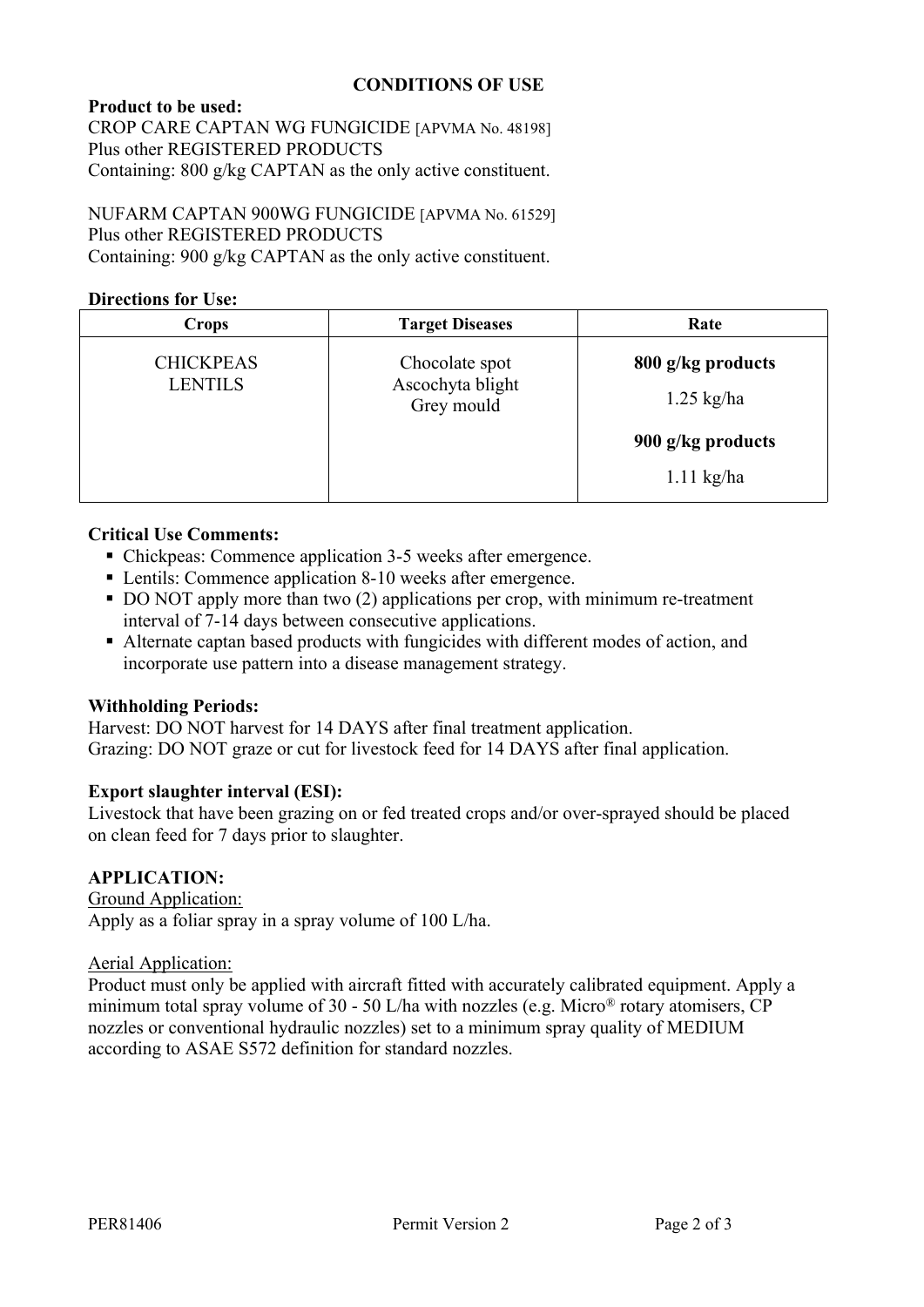## CONDITIONS OF USE

**Product to be used:**
CROP CARE CAPTAN WG FUNGICIDE [APVMA No. 48198]
Plus other REGISTERED PRODUCTS
Containing: 800 g/kg CAPTAN as the only active constituent.

NUFARM CAPTAN 900WG FUNGICIDE [APVMA No. 61529]
Plus other REGISTERED PRODUCTS
Containing: 900 g/kg CAPTAN as the only active constituent.

**Directions for Use:**

| Crops | Target Diseases | Rate |
|---|---|---|
| CHICKPEAS<br>LENTILS | Chocolate spot<br>Ascochyta blight<br>Grey mould | **800 g/kg products**<br>1.25 kg/ha<br>**900 g/kg products**<br>1.11 kg/ha |

**Critical Use Comments:**

- Chickpeas: Commence application 3-5 weeks after emergence.
- Lentils: Commence application 8-10 weeks after emergence.
- DO NOT apply more than two (2) applications per crop, with minimum re-treatment interval of 7-14 days between consecutive applications.
- Alternate captan based products with fungicides with different modes of action, and incorporate use pattern into a disease management strategy.

**Withholding Periods:**
Harvest: DO NOT harvest for 14 DAYS after final treatment application.
Grazing: DO NOT graze or cut for livestock feed for 14 DAYS after final application.

**Export slaughter interval (ESI):**
Livestock that have been grazing on or fed treated crops and/or over-sprayed should be placed on clean feed for 7 days prior to slaughter.

**APPLICATION:**

Ground Application:
Apply as a foliar spray in a spray volume of 100 L/ha.

Aerial Application:
Product must only be applied with aircraft fitted with accurately calibrated equipment. Apply a minimum total spray volume of 30 - 50 L/ha with nozzles (e.g. Micro® rotary atomisers, CP nozzles or conventional hydraulic nozzles) set to a minimum spray quality of MEDIUM according to ASAE S572 definition for standard nozzles.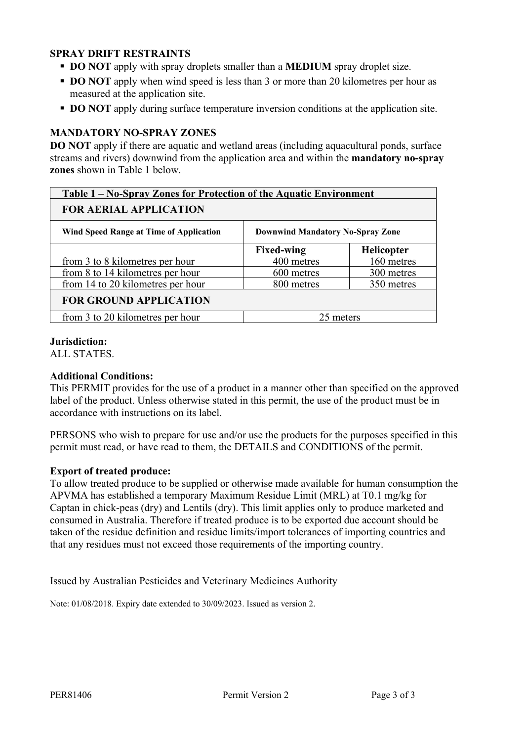**SPRAY DRIFT RESTRAINTS**

- **DO NOT** apply with spray droplets smaller than a **MEDIUM** spray droplet size.
- **DO NOT** apply when wind speed is less than 3 or more than 20 kilometres per hour as measured at the application site.
- **DO NOT** apply during surface temperature inversion conditions at the application site.

**MANDATORY NO-SPRAY ZONES**

**DO NOT** apply if there are aquatic and wetland areas (including aquacultural ponds, surface streams and rivers) downwind from the application area and within the **mandatory no-spray zones** shown in Table 1 below.

| Table 1 – No-Spray Zones for Protection of the Aquatic Environment | | |
|---|---|---|
| **FOR AERIAL APPLICATION** | | |
| **Wind Speed Range at Time of Application** | **Downwind Mandatory No-Spray Zone** | |
| | **Fixed-wing** | **Helicopter** |
| from 3 to 8 kilometres per hour | 400 metres | 160 metres |
| from 8 to 14 kilometres per hour | 600 metres | 300 metres |
| from 14 to 20 kilometres per hour | 800 metres | 350 metres |
| **FOR GROUND APPLICATION** | | |
| from 3 to 20 kilometres per hour | 25 meters | |

**Jurisdiction:**
ALL STATES.

**Additional Conditions:**
This PERMIT provides for the use of a product in a manner other than specified on the approved label of the product. Unless otherwise stated in this permit, the use of the product must be in accordance with instructions on its label.

PERSONS who wish to prepare for use and/or use the products for the purposes specified in this permit must read, or have read to them, the DETAILS and CONDITIONS of the permit.

**Export of treated produce:**
To allow treated produce to be supplied or otherwise made available for human consumption the APVMA has established a temporary Maximum Residue Limit (MRL) at T0.1 mg/kg for Captan in chick-peas (dry) and Lentils (dry). This limit applies only to produce marketed and consumed in Australia. Therefore if treated produce is to be exported due account should be taken of the residue definition and residue limits/import tolerances of importing countries and that any residues must not exceed those requirements of the importing country.

Issued by Australian Pesticides and Veterinary Medicines Authority

Note: 01/08/2018. Expiry date extended to 30/09/2023. Issued as version 2.